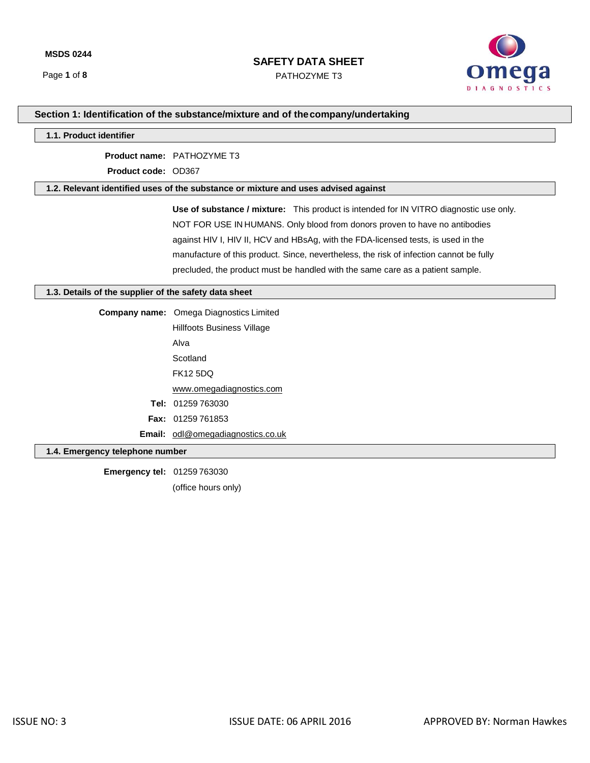**MSDS 0244**

# SAFETY DATA SHEET

PATHOZYME T3

## Section 1: Identification of the substance/mixture and of the company/undertaking

### 1.1. Product identifier

**Product name:** PATHOZYME T3

**Product code:** OD367

### 1.2. Relevant identified uses of the substance or mixture and uses advised against

**Use of substance / mixture:** This product is intended for IN VITRO diagnostic use only. NOT FOR USE IN HUMANS. Only blood from donors proven to have no antibodies against HIV I, HIV II, HCV and HBsAg, with the FDA-licensed tests, is used in the manufacture of this product. Since, nevertheless, the risk of infection cannot be fully precluded, the product must be handled with the same care as a patient sample.

### 1.3. Details of the supplier of the safety data sheet

**Company name:** Omega Diagnostics Limited
Hillfoots Business Village
Alva
Scotland
FK12 5DQ
www.omegadiagnostics.com

**Tel:** 01259 763030

**Fax:** 01259 761853

**Email:** odl@omegadiagnostics.co.uk

### 1.4. Emergency telephone number

**Emergency tel:** 01259 763030
(office hours only)

ISSUE NO: 3 ISSUE DATE: 06 APRIL 2016 APPROVED BY: Norman Hawkes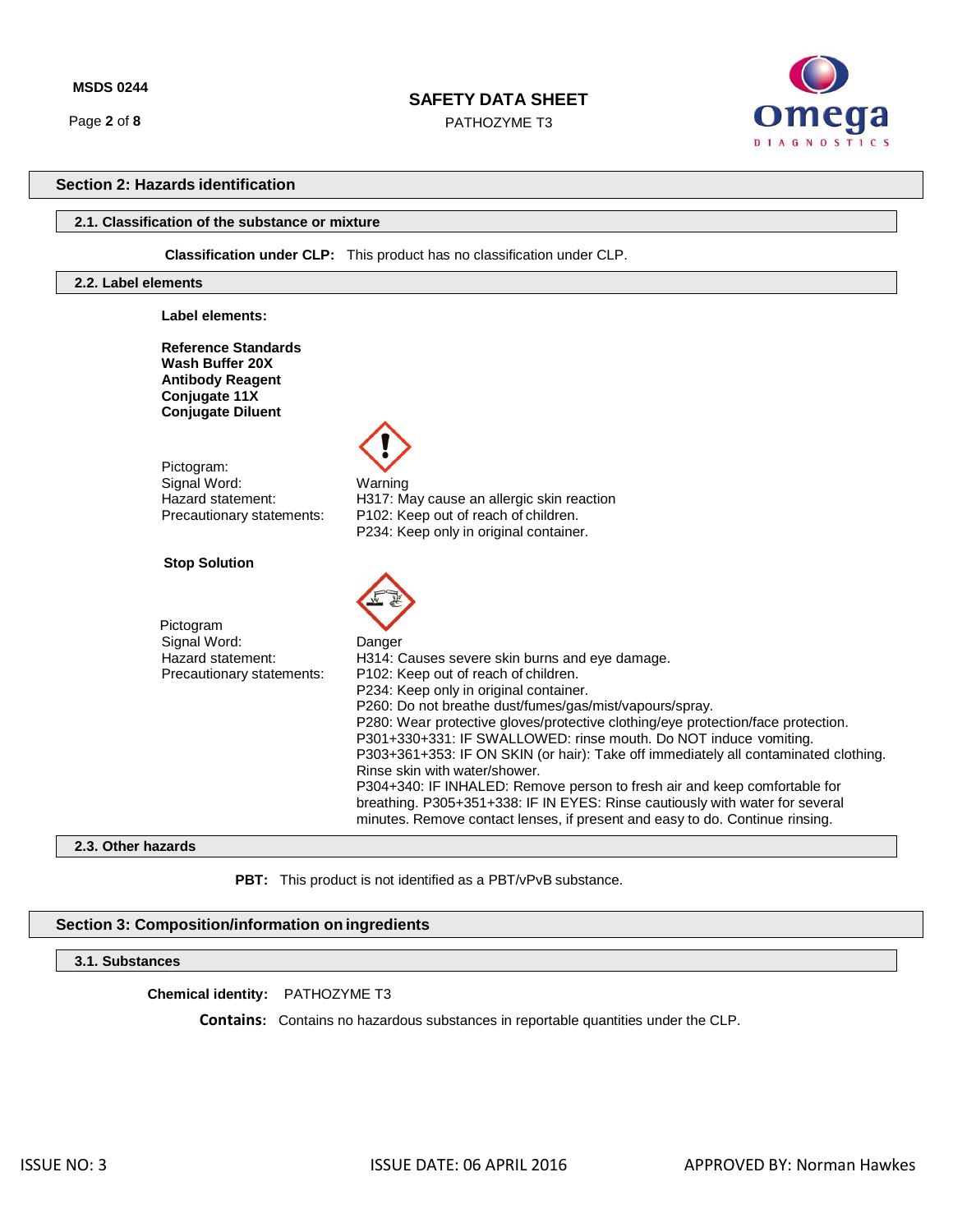## Section 2: Hazards identification

### 2.1. Classification of the substance or mixture

**Classification under CLP:** This product has no classification under CLP.

### 2.2. Label elements

**Label elements:**

**Reference Standards**
**Wash Buffer 20X**
**Antibody Reagent**
**Conjugate 11X**
**Conjugate Diluent**

Pictogram:
Signal Word: Warning
Hazard statement: H317: May cause an allergic skin reaction
Precautionary statements: P102: Keep out of reach of children.
P234: Keep only in original container.

**Stop Solution**

Pictogram
Signal Word: Danger
Hazard statement: H314: Causes severe skin burns and eye damage.
Precautionary statements: P102: Keep out of reach of children.
P234: Keep only in original container.
P260: Do not breathe dust/fumes/gas/mist/vapours/spray.
P280: Wear protective gloves/protective clothing/eye protection/face protection.
P301+330+331: IF SWALLOWED: rinse mouth. Do NOT induce vomiting.
P303+361+353: IF ON SKIN (or hair): Take off immediately all contaminated clothing. Rinse skin with water/shower.
P304+340: IF INHALED: Remove person to fresh air and keep comfortable for breathing. P305+351+338: IF IN EYES: Rinse cautiously with water for several minutes. Remove contact lenses, if present and easy to do. Continue rinsing.

### 2.3. Other hazards

**PBT:** This product is not identified as a PBT/vPvB substance.

## Section 3: Composition/information on ingredients

### 3.1. Substances

**Chemical identity:** PATHOZYME T3

**Contains:** Contains no hazardous substances in reportable quantities under the CLP.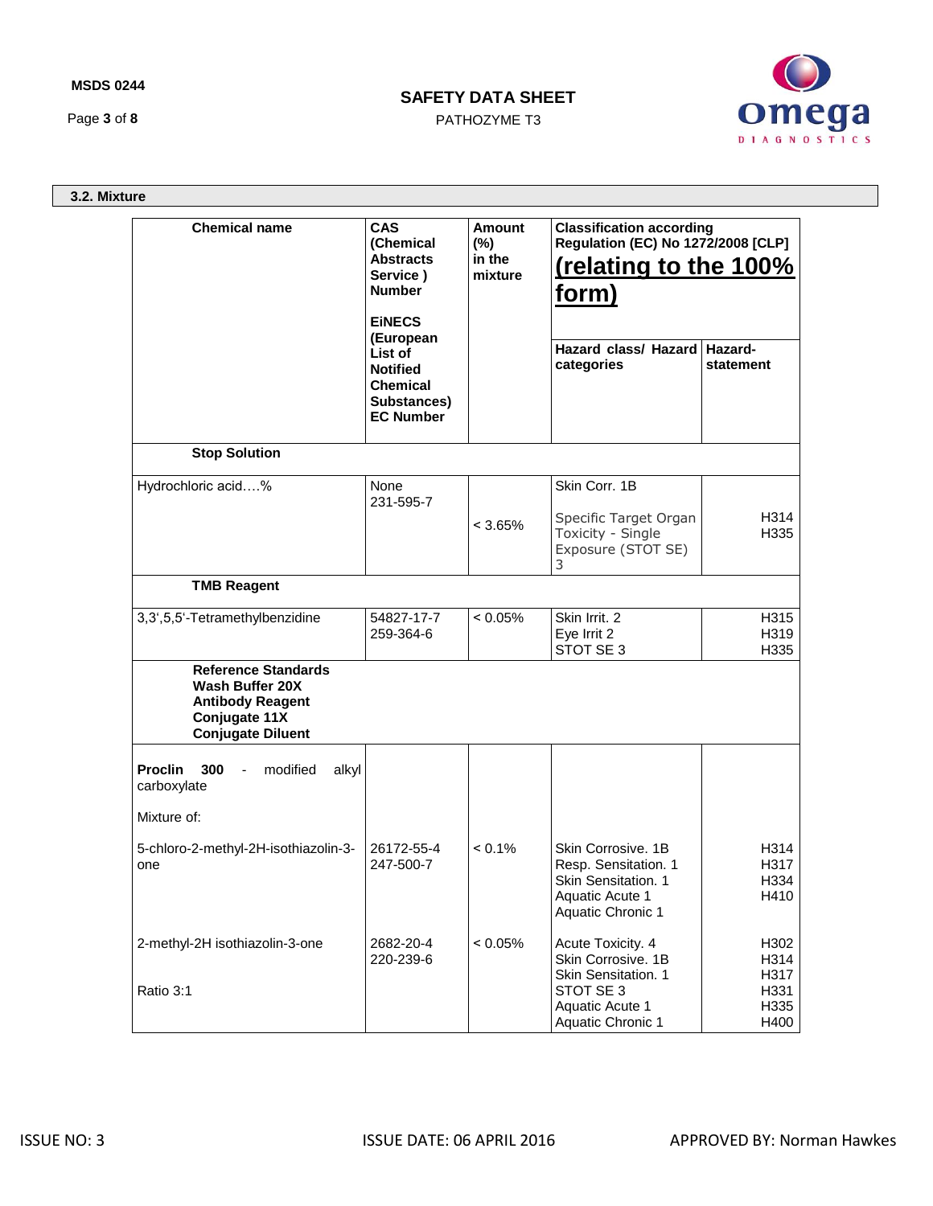### 3.2. Mixture

| Chemical name | CAS (Chemical Abstracts Service ) Number<br><br>EiNECS (European List of Notified Chemical Substances) EC Number | Amount (%) in the mixture | Classification according Regulation (EC) No 1272/2008 [CLP] **(relating to the 100% form)** | |
|---|---|---|---|---|
| | | | **Hazard class/ Hazard categories** | **Hazard-statement** |
| **Stop Solution** | | | | |
| Hydrochloric acid….% | None<br>231-595-7 | < 3.65% | Skin Corr. 1B<br><br>Specific Target Organ Toxicity - Single Exposure (STOT SE) 3 | H314<br>H335 |
| **TMB Reagent** | | | | |
| 3,3',5,5'-Tetramethylbenzidine | 54827-17-7<br>259-364-6 | < 0.05% | Skin Irrit. 2<br>Eye Irrit 2<br>STOT SE 3 | H315<br>H319<br>H335 |
| **Reference Standards**<br>**Wash Buffer 20X**<br>**Antibody Reagent**<br>**Conjugate 11X**<br>**Conjugate Diluent** | | | | |
| **Proclin 300** - modified alkyl carboxylate<br><br>Mixture of: | | | | |
| 5-chloro-2-methyl-2H-isothiazolin-3-one | 26172-55-4<br>247-500-7 | < 0.1% | Skin Corrosive. 1B<br>Resp. Sensitation. 1<br>Skin Sensitation. 1<br>Aquatic Acute 1<br>Aquatic Chronic 1 | H314<br>H317<br>H334<br>H410 |
| 2-methyl-2H isothiazolin-3-one<br><br>Ratio 3:1 | 2682-20-4<br>220-239-6 | < 0.05% | Acute Toxicity. 4<br>Skin Corrosive. 1B<br>Skin Sensitation. 1<br>STOT SE 3<br>Aquatic Acute 1<br>Aquatic Chronic 1 | H302<br>H314<br>H317<br>H331<br>H335<br>H400 |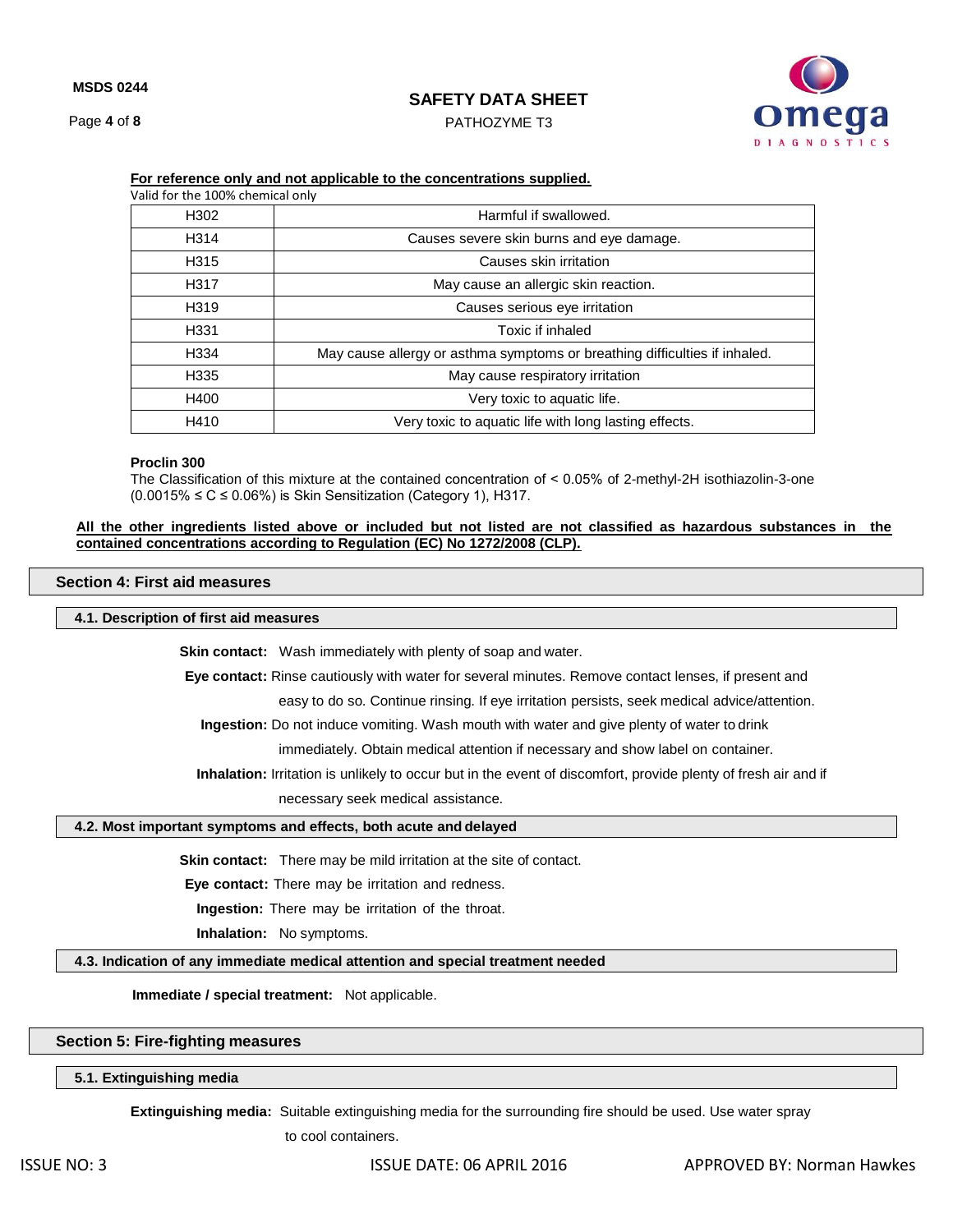**For reference only and not applicable to the concentrations supplied.**

Valid for the 100% chemical only

| | |
|---|---|
| H302 | Harmful if swallowed. |
| H314 | Causes severe skin burns and eye damage. |
| H315 | Causes skin irritation |
| H317 | May cause an allergic skin reaction. |
| H319 | Causes serious eye irritation |
| H331 | Toxic if inhaled |
| H334 | May cause allergy or asthma symptoms or breathing difficulties if inhaled. |
| H335 | May cause respiratory irritation |
| H400 | Very toxic to aquatic life. |
| H410 | Very toxic to aquatic life with long lasting effects. |

**Proclin 300**

The Classification of this mixture at the contained concentration of < 0.05% of 2-methyl-2H isothiazolin-3-one (0.0015% ≤ C ≤ 0.06%) is Skin Sensitization (Category 1), H317.

**All the other ingredients listed above or included but not listed are not classified as hazardous substances in the contained concentrations according to Regulation (EC) No 1272/2008 (CLP).**

## Section 4: First aid measures

### 4.1. Description of first aid measures

**Skin contact:** Wash immediately with plenty of soap and water.

**Eye contact:** Rinse cautiously with water for several minutes. Remove contact lenses, if present and easy to do so. Continue rinsing. If eye irritation persists, seek medical advice/attention.

**Ingestion:** Do not induce vomiting. Wash mouth with water and give plenty of water to drink immediately. Obtain medical attention if necessary and show label on container.

**Inhalation:** Irritation is unlikely to occur but in the event of discomfort, provide plenty of fresh air and if necessary seek medical assistance.

### 4.2. Most important symptoms and effects, both acute and delayed

**Skin contact:** There may be mild irritation at the site of contact.

**Eye contact:** There may be irritation and redness.

**Ingestion:** There may be irritation of the throat.

**Inhalation:** No symptoms.

### 4.3. Indication of any immediate medical attention and special treatment needed

**Immediate / special treatment:** Not applicable.

## Section 5: Fire-fighting measures

### 5.1. Extinguishing media

**Extinguishing media:** Suitable extinguishing media for the surrounding fire should be used. Use water spray to cool containers.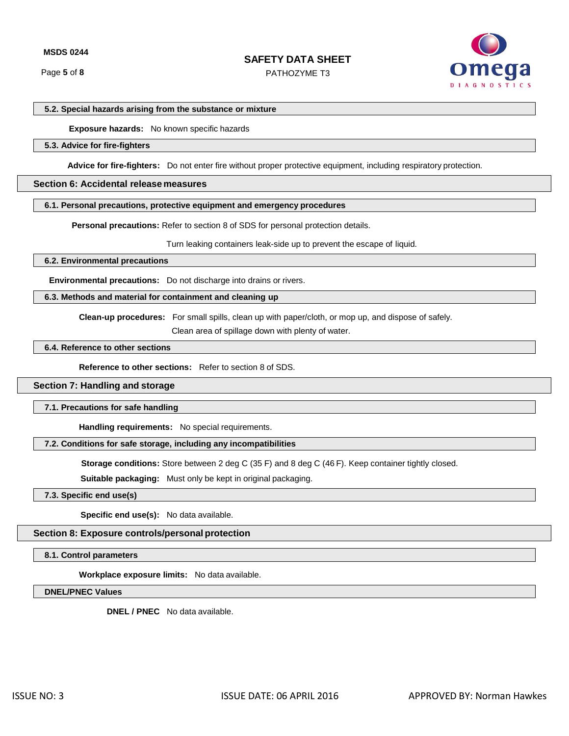### 5.2. Special hazards arising from the substance or mixture

**Exposure hazards:** No known specific hazards

### 5.3. Advice for fire-fighters

**Advice for fire-fighters:** Do not enter fire without proper protective equipment, including respiratory protection.

## Section 6: Accidental release measures

### 6.1. Personal precautions, protective equipment and emergency procedures

**Personal precautions:** Refer to section 8 of SDS for personal protection details.

Turn leaking containers leak-side up to prevent the escape of liquid.

### 6.2. Environmental precautions

**Environmental precautions:** Do not discharge into drains or rivers.

### 6.3. Methods and material for containment and cleaning up

**Clean-up procedures:** For small spills, clean up with paper/cloth, or mop up, and dispose of safely.

Clean area of spillage down with plenty of water.

### 6.4. Reference to other sections

**Reference to other sections:** Refer to section 8 of SDS.

## Section 7: Handling and storage

### 7.1. Precautions for safe handling

**Handling requirements:** No special requirements.

### 7.2. Conditions for safe storage, including any incompatibilities

**Storage conditions:** Store between 2 deg C (35 F) and 8 deg C (46 F). Keep container tightly closed.

**Suitable packaging:** Must only be kept in original packaging.

### 7.3. Specific end use(s)

**Specific end use(s):** No data available.

## Section 8: Exposure controls/personal protection

### 8.1. Control parameters

**Workplace exposure limits:** No data available.

### DNEL/PNEC Values

**DNEL / PNEC** No data available.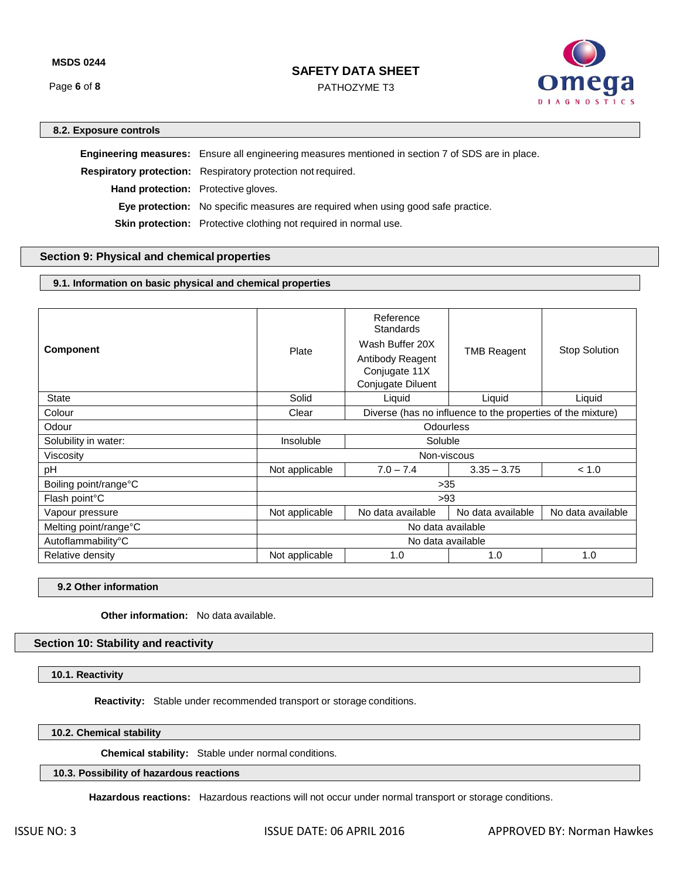### 8.2. Exposure controls

**Engineering measures:** Ensure all engineering measures mentioned in section 7 of SDS are in place.

**Respiratory protection:** Respiratory protection not required.

**Hand protection:** Protective gloves.

**Eye protection:** No specific measures are required when using good safe practice.

**Skin protection:** Protective clothing not required in normal use.

## Section 9: Physical and chemical properties

### 9.1. Information on basic physical and chemical properties

| Component | Plate | Reference Standards<br>Wash Buffer 20X<br>Antibody Reagent<br>Conjugate 11X<br>Conjugate Diluent | TMB Reagent | Stop Solution |
|---|---|---|---|---|
| State | Solid | Liquid | Liquid | Liquid |
| Colour | Clear | Diverse (has no influence to the properties of the mixture) | | |
| Odour | Odourless | | | |
| Solubility in water: | Insoluble | Soluble | | |
| Viscosity | Non-viscous | | | |
| pH | Not applicable | 7.0 – 7.4 | 3.35 – 3.75 | < 1.0 |
| Boiling point/range°C | >35 | | | |
| Flash point°C | >93 | | | |
| Vapour pressure | Not applicable | No data available | No data available | No data available |
| Melting point/range°C | No data available | | | |
| Autoflammability°C | No data available | | | |
| Relative density | Not applicable | 1.0 | 1.0 | 1.0 |

### 9.2 Other information

**Other information:** No data available.

## Section 10: Stability and reactivity

### 10.1. Reactivity

**Reactivity:** Stable under recommended transport or storage conditions.

### 10.2. Chemical stability

**Chemical stability:** Stable under normal conditions.

### 10.3. Possibility of hazardous reactions

**Hazardous reactions:** Hazardous reactions will not occur under normal transport or storage conditions.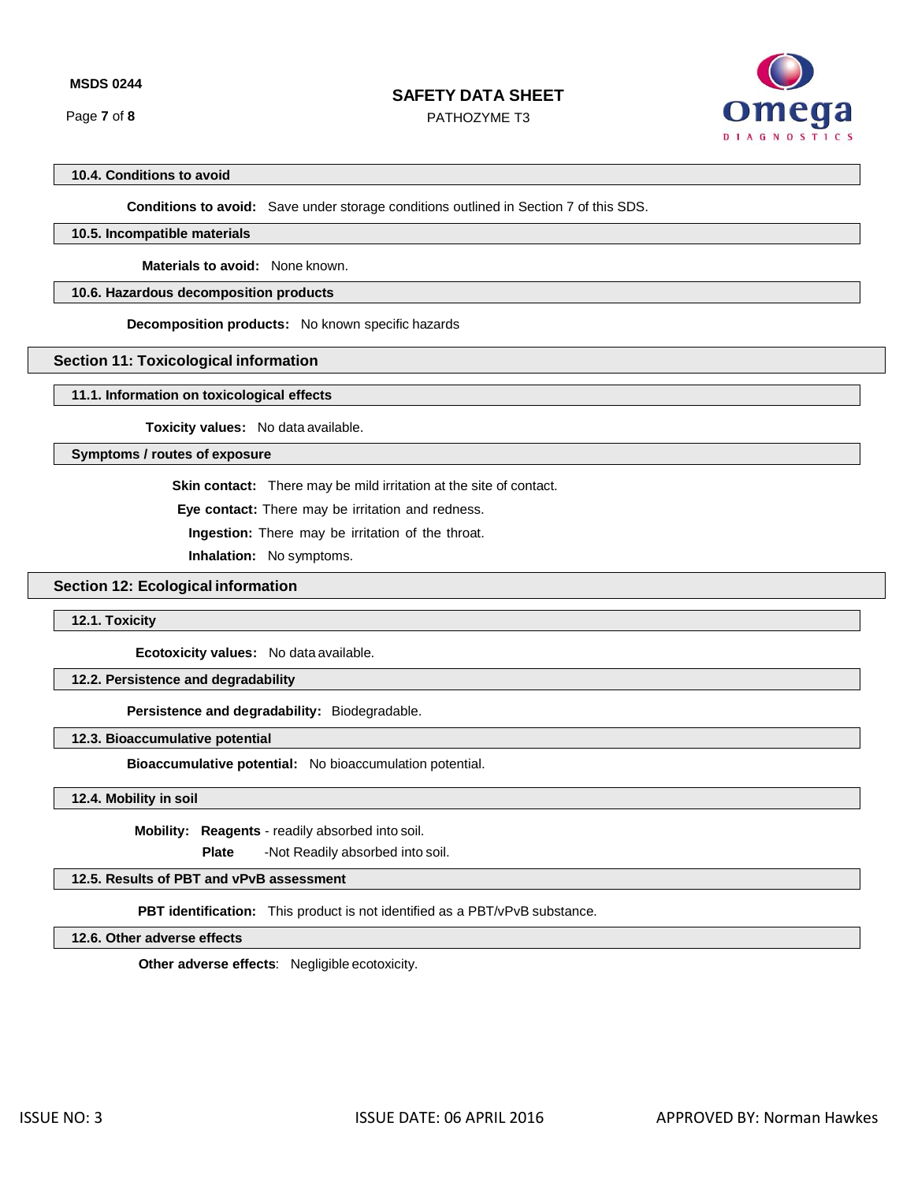### 10.4. Conditions to avoid

**Conditions to avoid:** Save under storage conditions outlined in Section 7 of this SDS.

### 10.5. Incompatible materials

**Materials to avoid:** None known.

### 10.6. Hazardous decomposition products

**Decomposition products:** No known specific hazards

## Section 11: Toxicological information

### 11.1. Information on toxicological effects

**Toxicity values:** No data available.

### Symptoms / routes of exposure

**Skin contact:** There may be mild irritation at the site of contact.

**Eye contact:** There may be irritation and redness.

**Ingestion:** There may be irritation of the throat.

**Inhalation:** No symptoms.

## Section 12: Ecological information

### 12.1. Toxicity

**Ecotoxicity values:** No data available.

### 12.2. Persistence and degradability

**Persistence and degradability:** Biodegradable.

### 12.3. Bioaccumulative potential

**Bioaccumulative potential:** No bioaccumulation potential.

### 12.4. Mobility in soil

**Mobility:** **Reagents** - readily absorbed into soil.

**Plate** -Not Readily absorbed into soil.

### 12.5. Results of PBT and vPvB assessment

**PBT identification:** This product is not identified as a PBT/vPvB substance.

### 12.6. Other adverse effects

**Other adverse effects**: Negligible ecotoxicity.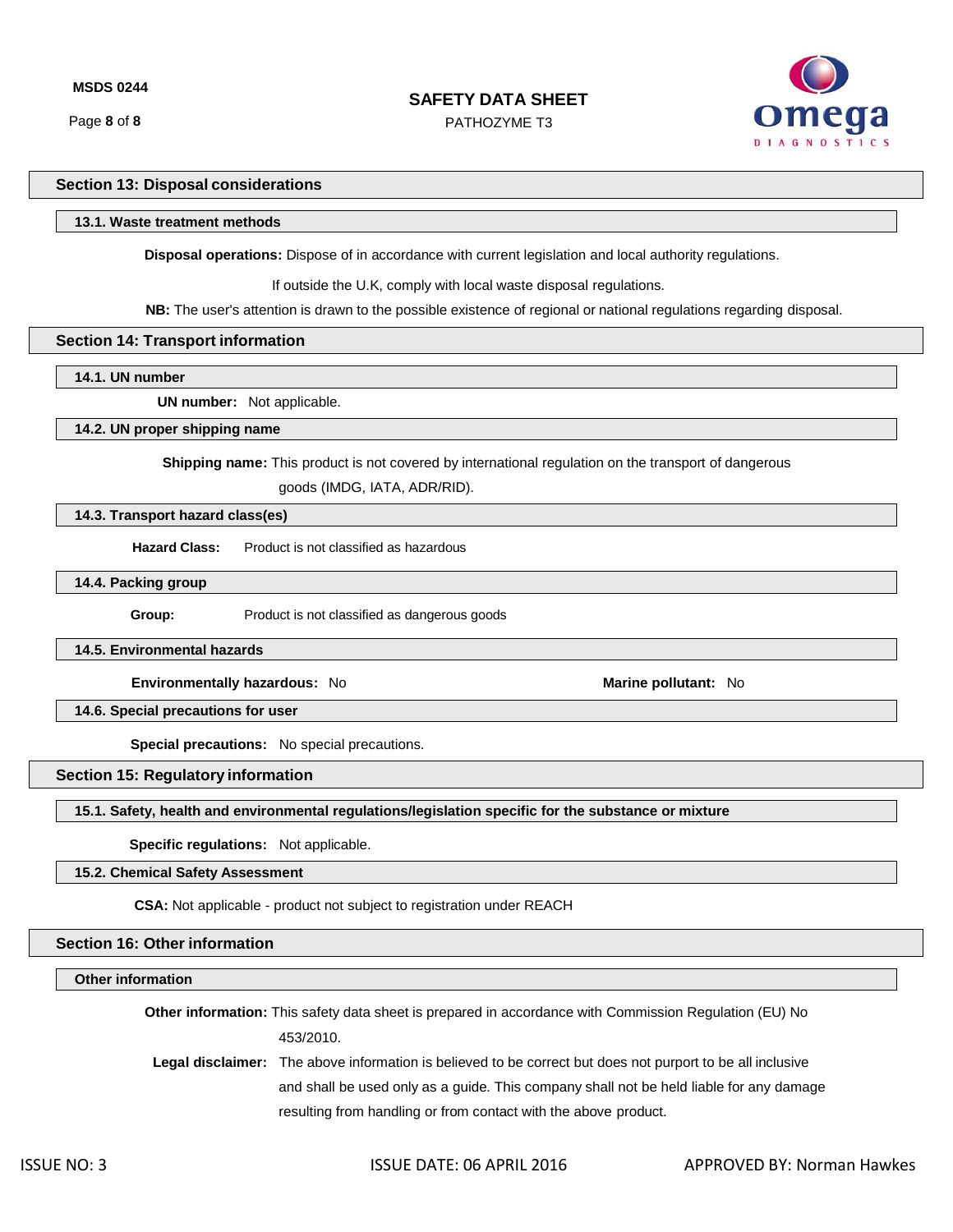## Section 13: Disposal considerations

### 13.1. Waste treatment methods

**Disposal operations:** Dispose of in accordance with current legislation and local authority regulations.

If outside the U.K, comply with local waste disposal regulations.

**NB:** The user's attention is drawn to the possible existence of regional or national regulations regarding disposal.

## Section 14: Transport information

### 14.1. UN number

**UN number:** Not applicable.

### 14.2. UN proper shipping name

**Shipping name:** This product is not covered by international regulation on the transport of dangerous goods (IMDG, IATA, ADR/RID).

### 14.3. Transport hazard class(es)

**Hazard Class:** Product is not classified as hazardous

### 14.4. Packing group

**Group:** Product is not classified as dangerous goods

### 14.5. Environmental hazards

**Environmentally hazardous:** No

**Marine pollutant:** No

### 14.6. Special precautions for user

**Special precautions:** No special precautions.

## Section 15: Regulatory information

### 15.1. Safety, health and environmental regulations/legislation specific for the substance or mixture

**Specific regulations:** Not applicable.

### 15.2. Chemical Safety Assessment

**CSA:** Not applicable - product not subject to registration under REACH

## Section 16: Other information

### Other information

**Other information:** This safety data sheet is prepared in accordance with Commission Regulation (EU) No 453/2010.

**Legal disclaimer:** The above information is believed to be correct but does not purport to be all inclusive and shall be used only as a guide. This company shall not be held liable for any damage resulting from handling or from contact with the above product.

ISSUE NO: 3 ISSUE DATE: 06 APRIL 2016 APPROVED BY: Norman Hawkes